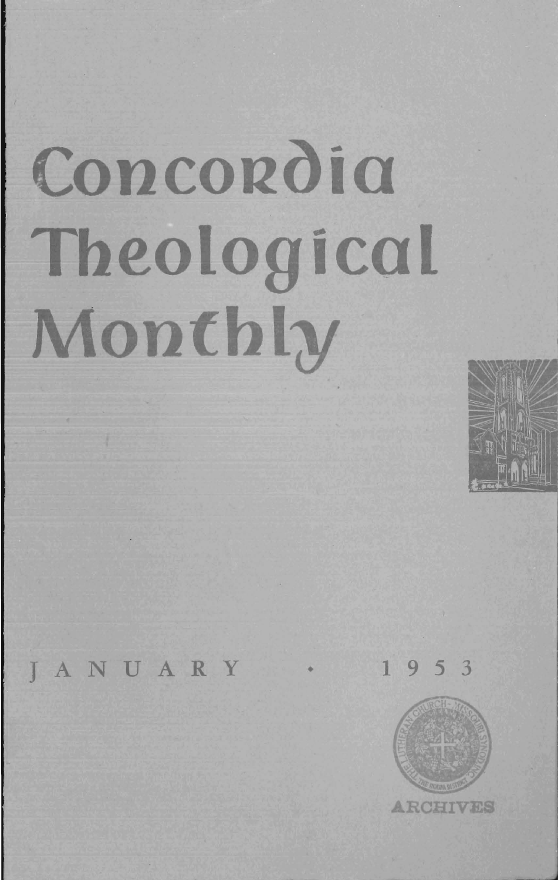# Concordia Theological Monthly

JANUARY • 1953

ARCHIVES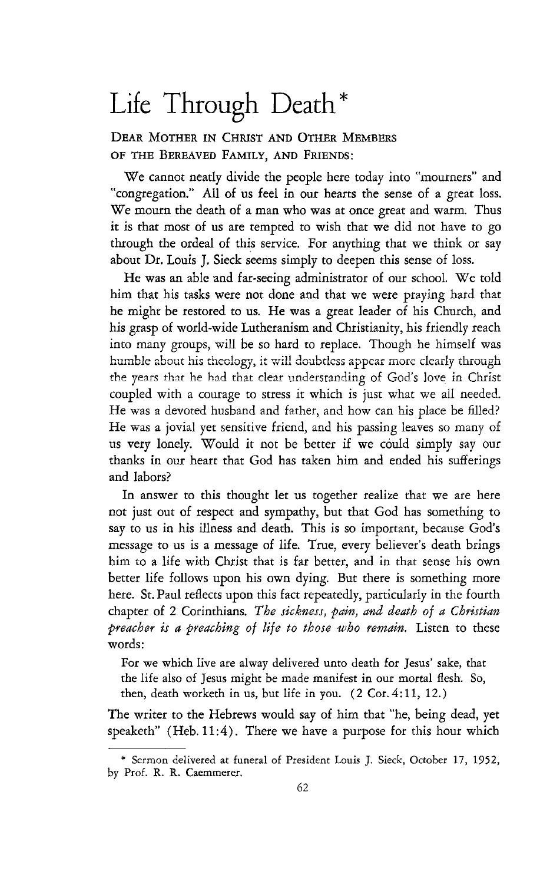# Life Through Death*

DEAR MOTHER IN CHRIST AND OTHER MEMBERS OF THE BEREAVED FAMILY, AND FRIENDS:

We cannot neatly divide the people here today into "mourners" and "congregation." All of us feel in our hearts the sense of a great loss. We mourn the death of a man who was at once great and warm. Thus it is that most of us are tempted to wish that we did not have to go through the ordeal of this service. For anything that we think or say about Dr. Louis J. Sieck seems simply to deepen this sense of loss.

He was an able and far-seeing administrator of our school. We told him that his tasks were not done and that we were praying hard that he might be restored to us. He was a great leader of his Church, and his grasp of world-wide Lutheranism and Christianity, his friendly reach into many groups, will be so hard to replace. Though he himself was humble about his theology, it will doubtless appear more clearly through the years that he had that clear understanding of God's love in Christ coupled with a courage to stress it which is just what we all needed. He was a devoted husband and father, and how can his place be filled? He was a jovial yet sensitive friend, and his passing leaves so many of us very lonely. Would it not be better if we could simply say our thanks in our heart that God has taken him and ended his sufferings and labors?

In answer to this thought let us together realize that we are here not just out of respect and sympathy, but that God has something to say to us in his illness and death. This is so important, because God's message to us is a message of life. True, every believer's death brings him to a life with Christ that is far better, and in that sense his own better life follows upon his own dying. But there is something more here. St. Paul reflects upon this fact repeatedly, particularly in the fourth chapter of 2 Corinthians. *The sickness, pain, and death of a Christian preacher is a preaching of life to those who remain.* Listen to these words:

> For we which live are alway delivered unto death for Jesus' sake, that the life also of Jesus might be made manifest in our mortal flesh. So, then, death worketh in us, but life in you. (2 Cor. 4:11, 12.)

The writer to the Hebrews would say of him that "he, being dead, yet speaketh" (Heb. 11:4). There we have a purpose for this hour which

* Sermon delivered at funeral of President Louis J. Sieck, October 17, 1952, by Prof. R. R. Caemmerer.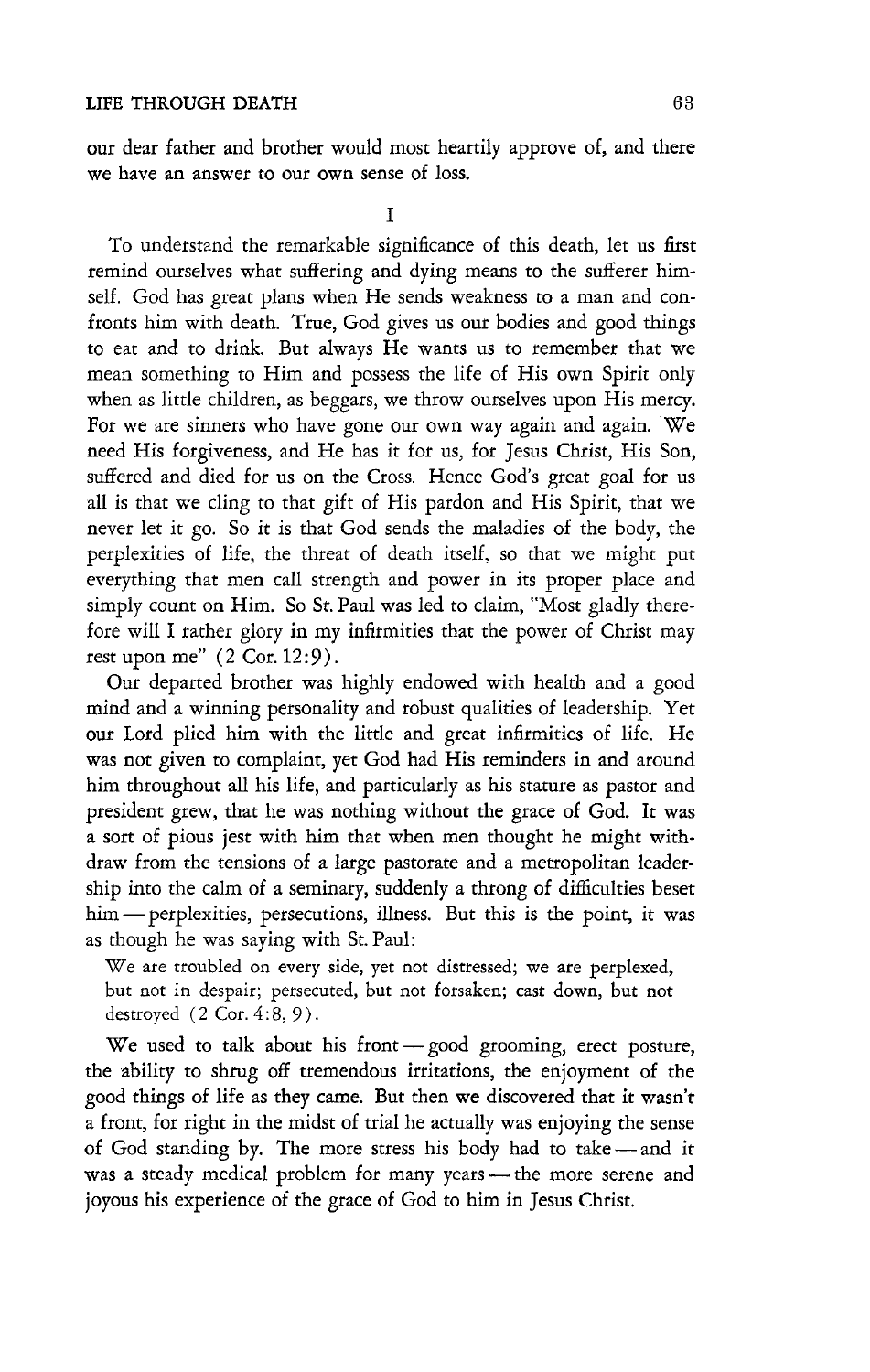our dear father and brother would most heartily approve of, and there we have an answer to our own sense of loss.

## I

To understand the remarkable significance of this death, let us first remind ourselves what suffering and dying means to the sufferer himself. God has great plans when He sends weakness to a man and confronts him with death. True, God gives us our bodies and good things to eat and to drink. But always He wants us to remember that we mean something to Him and possess the life of His own Spirit only when as little children, as beggars, we throw ourselves upon His mercy. For we are sinners who have gone our own way again and again. We need His forgiveness, and He has it for us, for Jesus Christ, His Son, suffered and died for us on the Cross. Hence God's great goal for us all is that we cling to that gift of His pardon and His Spirit, that we never let it go. So it is that God sends the maladies of the body, the perplexities of life, the threat of death itself, so that we might put everything that men call strength and power in its proper place and simply count on Him. So St. Paul was led to claim, "Most gladly therefore will I rather glory in my infirmities that the power of Christ may rest upon me" (2 Cor. 12:9).

Our departed brother was highly endowed with health and a good mind and a winning personality and robust qualities of leadership. Yet our Lord plied him with the little and great infirmities of life. He was not given to complaint, yet God had His reminders in and around him throughout all his life, and particularly as his stature as pastor and president grew, that he was nothing without the grace of God. It was a sort of pious jest with him that when men thought he might withdraw from the tensions of a large pastorate and a metropolitan leadership into the calm of a seminary, suddenly a throng of difficulties beset him — perplexities, persecutions, illness. But this is the point, it was as though he was saying with St. Paul:

> We are troubled on every side, yet not distressed; we are perplexed, but not in despair; persecuted, but not forsaken; cast down, but not destroyed (2 Cor. 4:8, 9).

We used to talk about his front — good grooming, erect posture, the ability to shrug off tremendous irritations, the enjoyment of the good things of life as they came. But then we discovered that it wasn't a front, for right in the midst of trial he actually was enjoying the sense of God standing by. The more stress his body had to take — and it was a steady medical problem for many years — the more serene and joyous his experience of the grace of God to him in Jesus Christ.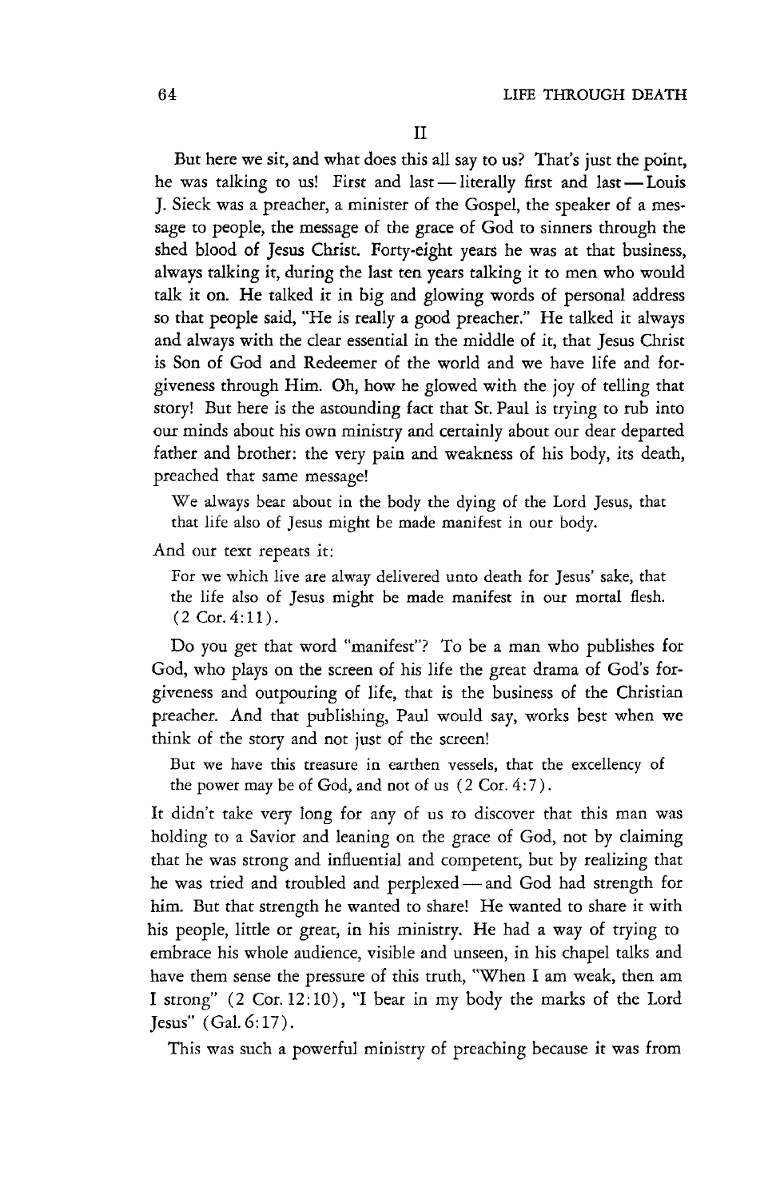II

But here we sit, and what does this all say to us? That's just the point, he was talking to us! First and last — literally first and last — Louis J. Sieck was a preacher, a minister of the Gospel, the speaker of a message to people, the message of the grace of God to sinners through the shed blood of Jesus Christ. Forty-eight years he was at that business, always talking it, during the last ten years talking it to men who would talk it on. He talked it in big and glowing words of personal address so that people said, "He is really a good preacher." He talked it always and always with the clear essential in the middle of it, that Jesus Christ is Son of God and Redeemer of the world and we have life and forgiveness through Him. Oh, how he glowed with the joy of telling that story! But here is the astounding fact that St. Paul is trying to rub into our minds about his own ministry and certainly about our dear departed father and brother: the very pain and weakness of his body, its death, preached that same message!

> We always bear about in the body the dying of the Lord Jesus, that that life also of Jesus might be made manifest in our body.

And our text repeats it:

> For we which live are alway delivered unto death for Jesus' sake, that the life also of Jesus might be made manifest in our mortal flesh. (2 Cor. 4:11).

Do you get that word "manifest"? To be a man who publishes for God, who plays on the screen of his life the great drama of God's forgiveness and outpouring of life, that is the business of the Christian preacher. And that publishing, Paul would say, works best when we think of the story and not just of the screen!

> But we have this treasure in earthen vessels, that the excellency of the power may be of God, and not of us (2 Cor. 4:7).

It didn't take very long for any of us to discover that this man was holding to a Savior and leaning on the grace of God, not by claiming that he was strong and influential and competent, but by realizing that he was tried and troubled and perplexed — and God had strength for him. But that strength he wanted to share! He wanted to share it with his people, little or great, in his ministry. He had a way of trying to embrace his whole audience, visible and unseen, in his chapel talks and have them sense the pressure of this truth, "When I am weak, then am I strong" (2 Cor. 12:10), "I bear in my body the marks of the Lord Jesus" (Gal. 6:17).

This was such a powerful ministry of preaching because it was from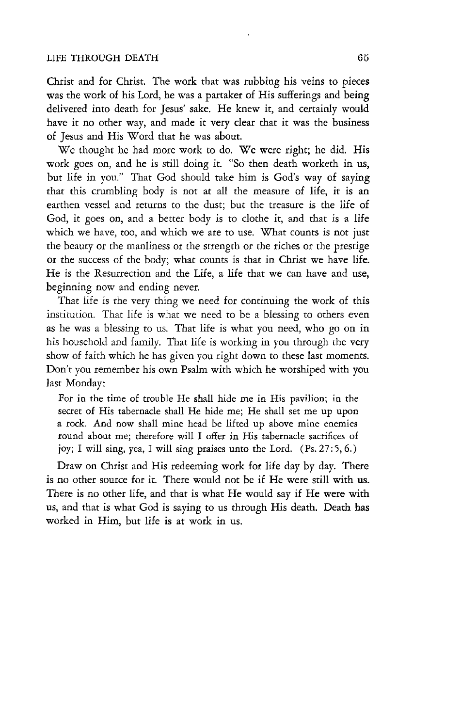Christ and for Christ. The work that was rubbing his veins to pieces was the work of his Lord, he was a partaker of His sufferings and being delivered into death for Jesus' sake. He knew it, and certainly would have it no other way, and made it very clear that it was the business of Jesus and His Word that he was about.

We thought he had more work to do. We were right; he did. His work goes on, and he is still doing it. "So then death worketh in us, but life in you." That God should take him is God's way of saying that this crumbling body is not at all the measure of life, it is an earthen vessel and returns to the dust; but the treasure is the life of God, it goes on, and a better body is to clothe it, and that is a life which we have, too, and which we are to use. What counts is not just the beauty or the manliness or the strength or the riches or the prestige or the success of the body; what counts is that in Christ we have life. He is the Resurrection and the Life, a life that we can have and use, beginning now and ending never.

That life is the very thing we need for continuing the work of this institution. That life is what we need to be a blessing to others even as he was a blessing to us. That life is what you need, who go on in his household and family. That life is working in you through the very show of faith which he has given you right down to these last moments. Don't you remember his own Psalm with which he worshiped with you last Monday:

> For in the time of trouble He shall hide me in His pavilion; in the secret of His tabernacle shall He hide me; He shall set me up upon a rock. And now shall mine head be lifted up above mine enemies round about me; therefore will I offer in His tabernacle sacrifices of joy; I will sing, yea, I will sing praises unto the Lord. (Ps. 27:5, 6.)

Draw on Christ and His redeeming work for life day by day. There is no other source for it. There would not be if He were still with us. There is no other life, and that is what He would say if He were with us, and that is what God is saying to us through His death. Death has worked in Him, but life is at work in us.